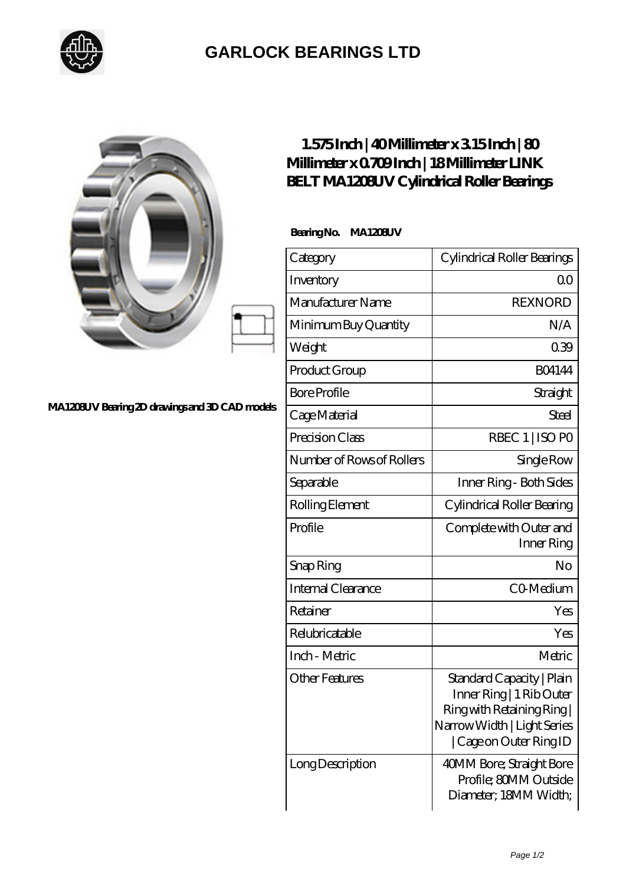# GARLOCK BEARINGS LTD

MA1208UV Bearing 2D drawings and 3D CAD models

## 1.575 Inch | 40 Millimeter x 3.15 Inch | 80 Millimeter x 0.709 Inch | 18 Millimeter LINK BELT MA1208UV Cylindrical Roller Bearings

**Bearing No. MA1208UV**

| Category | Cylindrical Roller Bearings |
|---|---|
| Inventory | 0.0 |
| Manufacturer Name | REXNORD |
| Minimum Buy Quantity | N/A |
| Weight | 0.39 |
| Product Group | B04144 |
| Bore Profile | Straight |
| Cage Material | Steel |
| Precision Class | RBEC 1 \| ISO P0 |
| Number of Rows of Rollers | Single Row |
| Separable | Inner Ring - Both Sides |
| Rolling Element | Cylindrical Roller Bearing |
| Profile | Complete with Outer and Inner Ring |
| Snap Ring | No |
| Internal Clearance | C0-Medium |
| Retainer | Yes |
| Relubricatable | Yes |
| Inch - Metric | Metric |
| Other Features | Standard Capacity \| Plain Inner Ring \| 1 Rib Outer Ring with Retaining Ring \| Narrow Width \| Light Series \| Cage on Outer Ring ID |
| Long Description | 40MM Bore; Straight Bore Profile; 80MM Outside Diameter; 18MM Width; |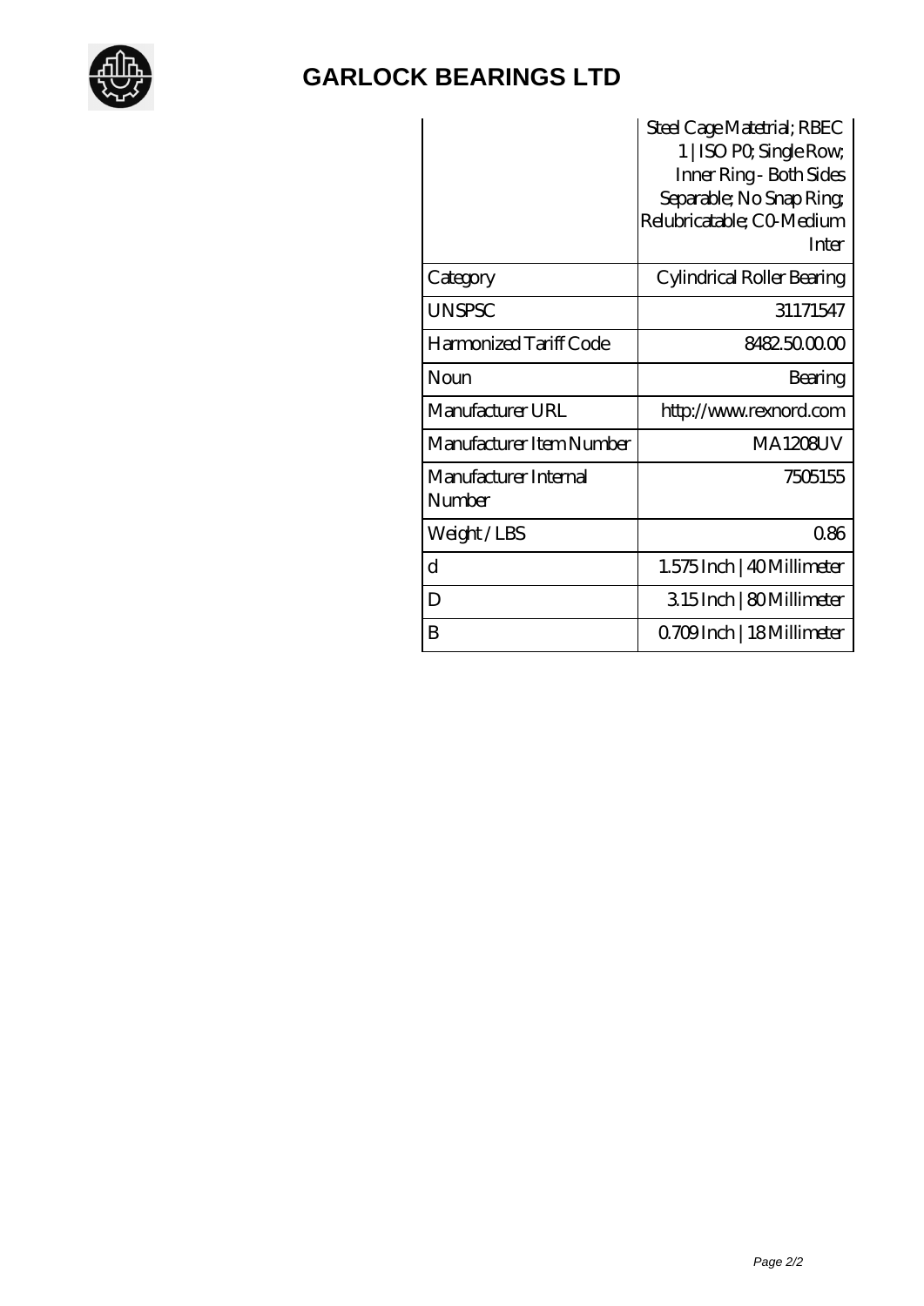| | |
|---|---|
| | Steel Cage Matetrial; RBEC 1 \| ISO P0; Single Row; Inner Ring - Both Sides Separable; No Snap Ring; Relubricatable; C0-Medium Inter |
| Category | Cylindrical Roller Bearing |
| UNSPSC | 31171547 |
| Harmonized Tariff Code | 8482.50.00.00 |
| Noun | Bearing |
| Manufacturer URL | http://www.rexnord.com |
| Manufacturer Item Number | MA1208UV |
| Manufacturer Internal Number | 7505155 |
| Weight / LBS | 0.86 |
| d | 1.575 Inch \| 40 Millimeter |
| D | 3.15 Inch \| 80 Millimeter |
| B | 0.709 Inch \| 18 Millimeter |